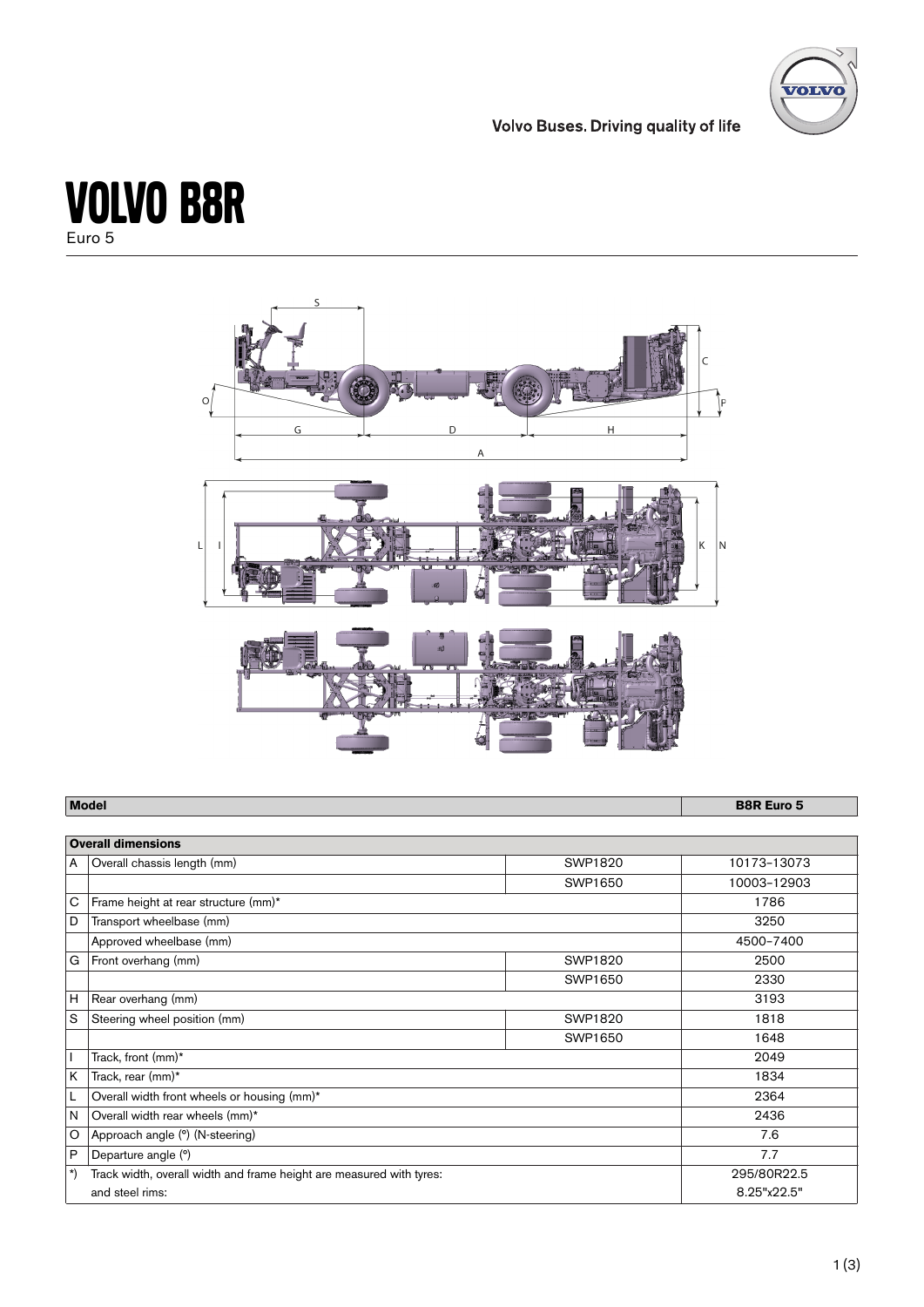Volvo Buses. Driving quality of life

# VOLVO B8R

Euro 5

S

C

O

P

G

D

H

A

L

I

K

N

| Model | | B8R Euro 5 |
|---|---|---|

| Overall dimensions | | | |
|---|---|---|---|
| A | Overall chassis length (mm) | SWP1820 | 10173–13073 |
| | | SWP1650 | 10003–12903 |
| C | Frame height at rear structure (mm)* | | 1786 |
| D | Transport wheelbase (mm) | | 3250 |
| | Approved wheelbase (mm) | | 4500–7400 |
| G | Front overhang (mm) | SWP1820 | 2500 |
| | | SWP1650 | 2330 |
| H | Rear overhang (mm) | | 3193 |
| S | Steering wheel position (mm) | SWP1820 | 1818 |
| | | SWP1650 | 1648 |
| I | Track, front (mm)* | | 2049 |
| K | Track, rear (mm)* | | 1834 |
| L | Overall width front wheels or housing (mm)* | | 2364 |
| N | Overall width rear wheels (mm)* | | 2436 |
| O | Approach angle (°) (N-steering) | | 7.6 |
| P | Departure angle (°) | | 7.7 |
| *) | Track width, overall width and frame height are measured with tyres: | | 295/80R22.5 |
| | and steel rims: | | 8.25"x22.5" |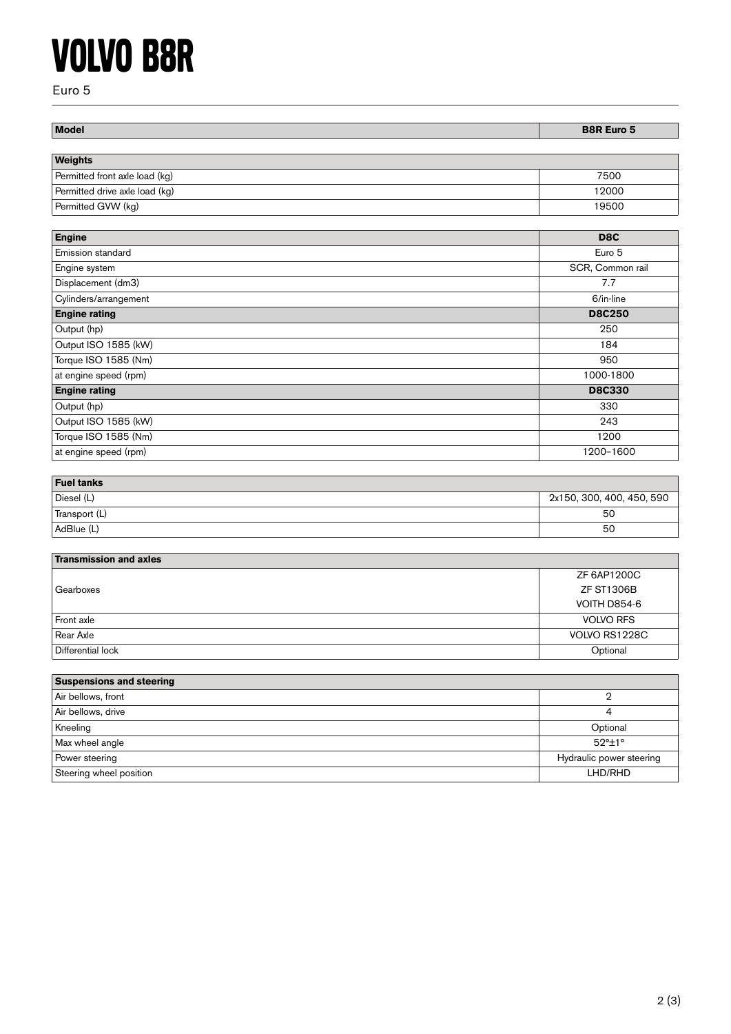# VOLVO B8R

Euro 5

| Model | B8R Euro 5 |
| --- | --- |

| Weights | |
| --- | --- |
| Permitted front axle load (kg) | 7500 |
| Permitted drive axle load (kg) | 12000 |
| Permitted GVW (kg) | 19500 |

| Engine | D8C |
| --- | --- |
| Emission standard | Euro 5 |
| Engine system | SCR, Common rail |
| Displacement (dm3) | 7.7 |
| Cylinders/arrangement | 6/in-line |
| **Engine rating** | **D8C250** |
| Output (hp) | 250 |
| Output ISO 1585 (kW) | 184 |
| Torque ISO 1585 (Nm) | 950 |
| at engine speed (rpm) | 1000-1800 |
| **Engine rating** | **D8C330** |
| Output (hp) | 330 |
| Output ISO 1585 (kW) | 243 |
| Torque ISO 1585 (Nm) | 1200 |
| at engine speed (rpm) | 1200–1600 |

| Fuel tanks | |
| --- | --- |
| Diesel (L) | 2x150, 300, 400, 450, 590 |
| Transport (L) | 50 |
| AdBlue (L) | 50 |

| Transmission and axles | |
| --- | --- |
| Gearboxes | ZF 6AP1200C<br>ZF ST1306B<br>VOITH D854-6 |
| Front axle | VOLVO RFS |
| Rear Axle | VOLVO RS1228C |
| Differential lock | Optional |

| Suspensions and steering | |
| --- | --- |
| Air bellows, front | 2 |
| Air bellows, drive | 4 |
| Kneeling | Optional |
| Max wheel angle | 52°±1° |
| Power steering | Hydraulic power steering |
| Steering wheel position | LHD/RHD |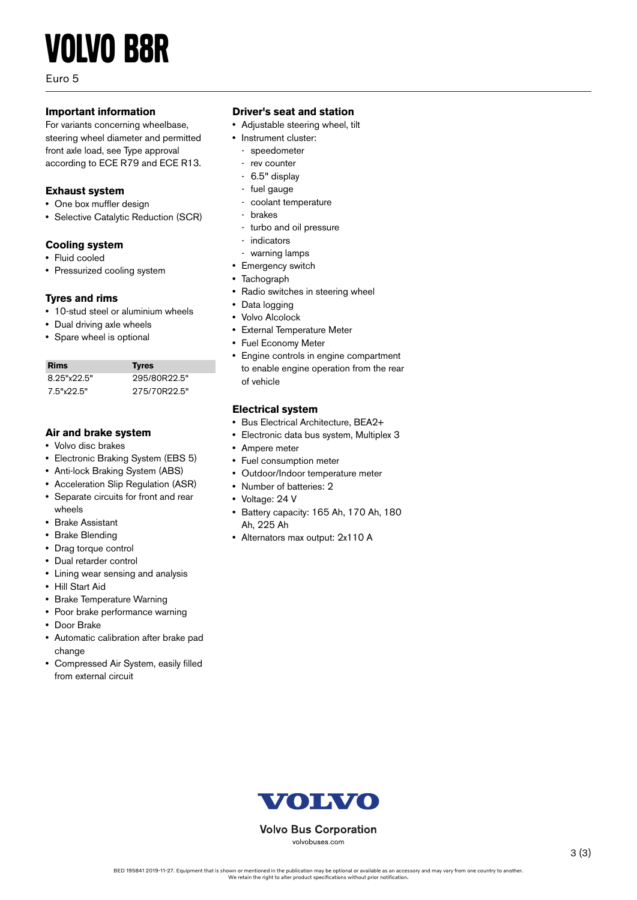# VOLVO B8R

Euro 5

## Important information

For variants concerning wheelbase, steering wheel diameter and permitted front axle load, see Type approval according to ECE R79 and ECE R13.

## Exhaust system

- One box muffler design
- Selective Catalytic Reduction (SCR)

## Cooling system

- Fluid cooled
- Pressurized cooling system

## Tyres and rims

- 10-stud steel or aluminium wheels
- Dual driving axle wheels
- Spare wheel is optional

| Rims | Tyres |
|---|---|
| 8.25"x22.5" | 295/80R22.5" |
| 7.5"x22.5" | 275/70R22.5" |

## Air and brake system

- Volvo disc brakes
- Electronic Braking System (EBS 5)
- Anti-lock Braking System (ABS)
- Acceleration Slip Regulation (ASR)
- Separate circuits for front and rear wheels
- Brake Assistant
- Brake Blending
- Drag torque control
- Dual retarder control
- Lining wear sensing and analysis
- Hill Start Aid
- Brake Temperature Warning
- Poor brake performance warning
- Door Brake
- Automatic calibration after brake pad change
- Compressed Air System, easily filled from external circuit

## Driver's seat and station

- Adjustable steering wheel, tilt
- Instrument cluster:
  - speedometer
  - rev counter
  - 6.5" display
  - fuel gauge
  - coolant temperature
  - brakes
  - turbo and oil pressure
  - indicators
  - warning lamps
- Emergency switch
- Tachograph
- Radio switches in steering wheel
- Data logging
- Volvo Alcolock
- External Temperature Meter
- Fuel Economy Meter
- Engine controls in engine compartment to enable engine operation from the rear of vehicle

## Electrical system

- Bus Electrical Architecture, BEA2+
- Electronic data bus system, Multiplex 3
- Ampere meter
- Fuel consumption meter
- Outdoor/Indoor temperature meter
- Number of batteries: 2
- Voltage: 24 V
- Battery capacity: 165 Ah, 170 Ah, 180 Ah, 225 Ah
- Alternators max output: 2x110 A

VOLVO

Volvo Bus Corporation

volvobuses.com

BED 195841 2019-11-27. Equipment that is shown or mentioned in the publication may be optional or available as an accessory and may vary from one country to another. We retain the right to alter product specifications without prior notification.